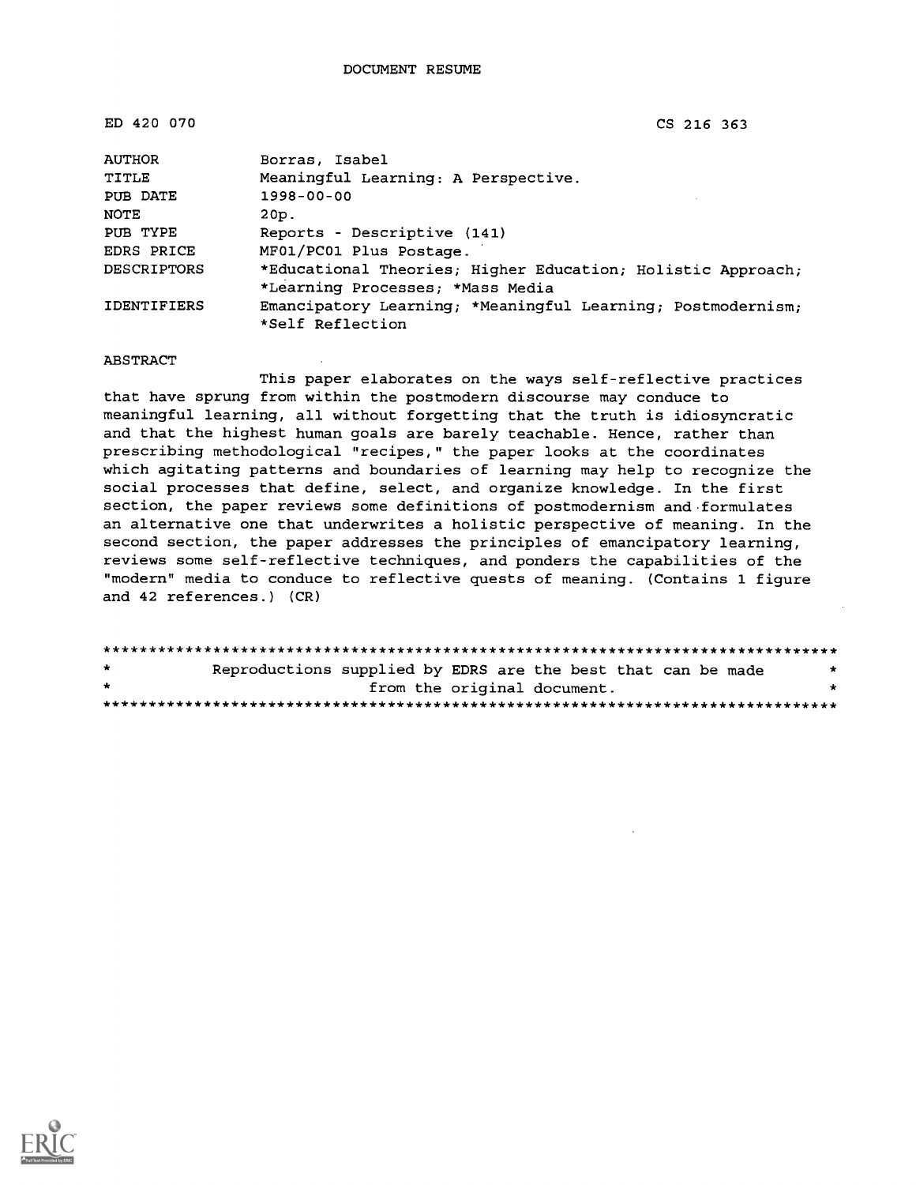DOCUMENT RESUME

| | |
|---|---|
| ED 420 070 | CS 216 363 |

| | |
|---|---|
| AUTHOR | Borras, Isabel |
| TITLE | Meaningful Learning: A Perspective. |
| PUB DATE | 1998-00-00 |
| NOTE | 20p. |
| PUB TYPE | Reports - Descriptive (141) |
| EDRS PRICE | MF01/PC01 Plus Postage. |
| DESCRIPTORS | *Educational Theories; Higher Education; Holistic Approach; *Learning Processes; *Mass Media |
| IDENTIFIERS | Emancipatory Learning; *Meaningful Learning; Postmodernism; *Self Reflection |

ABSTRACT

This paper elaborates on the ways self-reflective practices that have sprung from within the postmodern discourse may conduce to meaningful learning, all without forgetting that the truth is idiosyncratic and that the highest human goals are barely teachable. Hence, rather than prescribing methodological "recipes," the paper looks at the coordinates which agitating patterns and boundaries of learning may help to recognize the social processes that define, select, and organize knowledge. In the first section, the paper reviews some definitions of postmodernism and formulates an alternative one that underwrites a holistic perspective of meaning. In the second section, the paper addresses the principles of emancipatory learning, reviews some self-reflective techniques, and ponders the capabilities of the "modern" media to conduce to reflective quests of meaning. (Contains 1 figure and 42 references.) (CR)

********************************************************************************
*          Reproductions supplied by EDRS are the best that can be made          *
*                          from the original document.                           *
********************************************************************************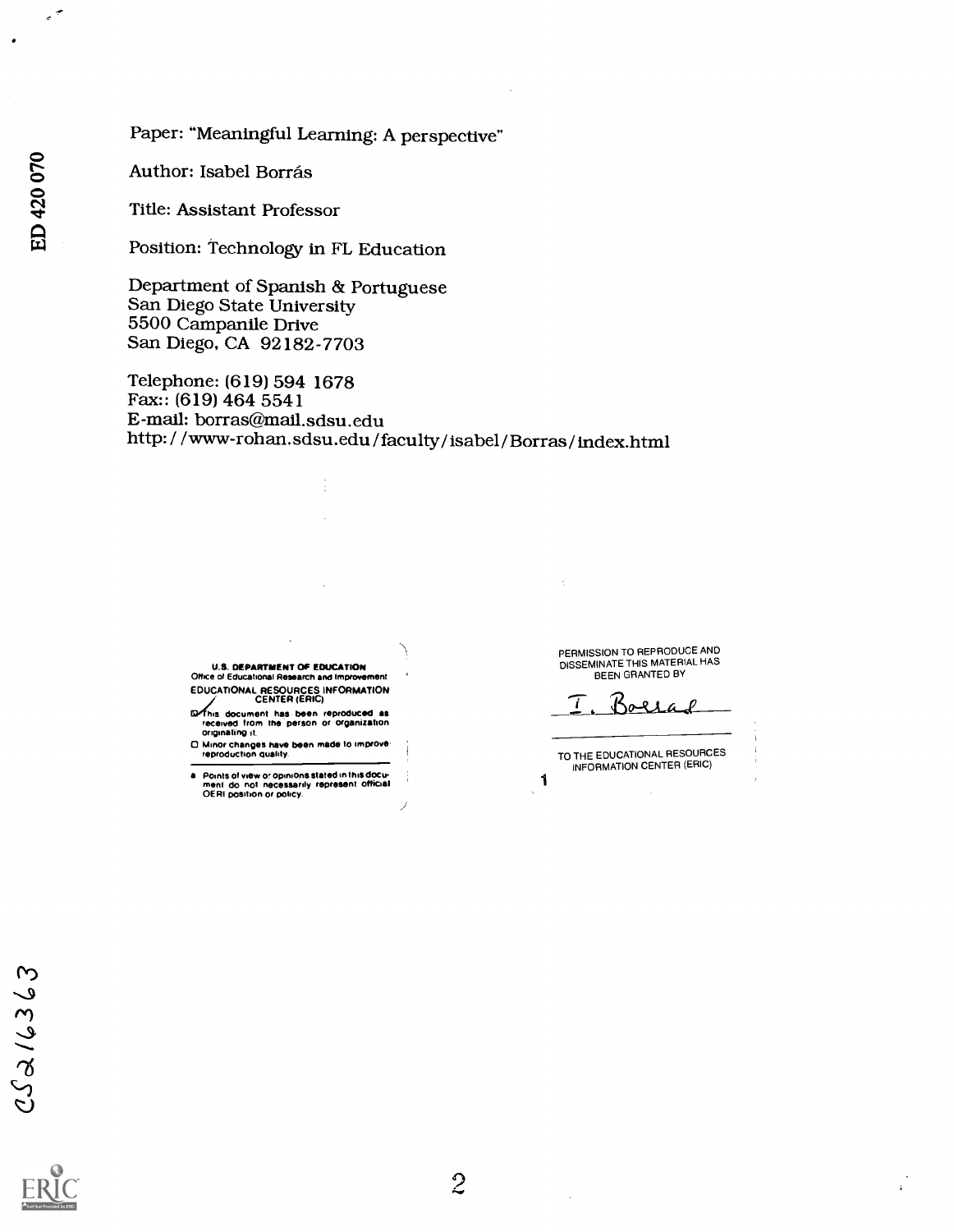Paper: "Meaningful Learning: A perspective"

Author: Isabel Borrás

Title: Assistant Professor

Position: Technology in FL Education

Department of Spanish & Portuguese
San Diego State University
5500 Campanile Drive
San Diego, CA 92182-7703

Telephone: (619) 594 1678
Fax:: (619) 464 5541
E-mail: borras@mail.sdsu.edu
http://www-rohan.sdsu.edu/faculty/isabel/Borras/index.html

U.S. DEPARTMENT OF EDUCATION
Office of Educational Research and Improvement
EDUCATIONAL RESOURCES INFORMATION CENTER (ERIC)

- [x] This document has been reproduced as received from the person or organization originating it.
- [ ] Minor changes have been made to improve reproduction quality.

- Points of view or opinions stated in this document do not necessarily represent official OERI position or policy.

PERMISSION TO REPRODUCE AND DISSEMINATE THIS MATERIAL HAS BEEN GRANTED BY

I. Borras

TO THE EDUCATIONAL RESOURCES INFORMATION CENTER (ERIC)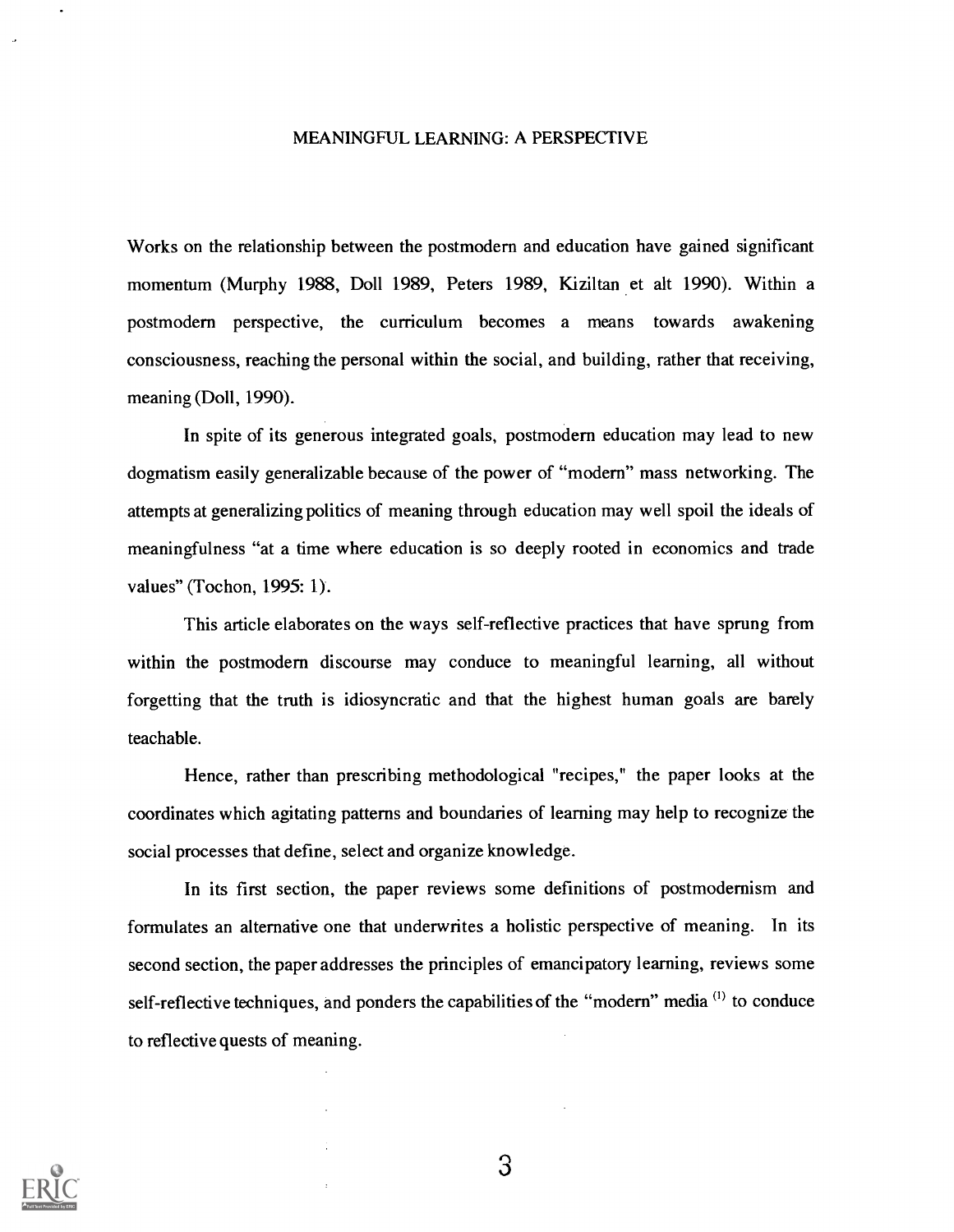# MEANINGFUL LEARNING: A PERSPECTIVE

Works on the relationship between the postmodern and education have gained significant momentum (Murphy 1988, Doll 1989, Peters 1989, Kiziltan et alt 1990). Within a postmodern perspective, the curriculum becomes a means towards awakening consciousness, reaching the personal within the social, and building, rather that receiving, meaning (Doll, 1990).

In spite of its generous integrated goals, postmodern education may lead to new dogmatism easily generalizable because of the power of "modern" mass networking. The attempts at generalizing politics of meaning through education may well spoil the ideals of meaningfulness "at a time where education is so deeply rooted in economics and trade values" (Tochon, 1995: 1).

This article elaborates on the ways self-reflective practices that have sprung from within the postmodern discourse may conduce to meaningful learning, all without forgetting that the truth is idiosyncratic and that the highest human goals are barely teachable.

Hence, rather than prescribing methodological "recipes," the paper looks at the coordinates which agitating patterns and boundaries of learning may help to recognize the social processes that define, select and organize knowledge.

In its first section, the paper reviews some definitions of postmodernism and formulates an alternative one that underwrites a holistic perspective of meaning. In its second section, the paper addresses the principles of emancipatory learning, reviews some self-reflective techniques, and ponders the capabilities of the "modern" media [(1)] to conduce to reflective quests of meaning.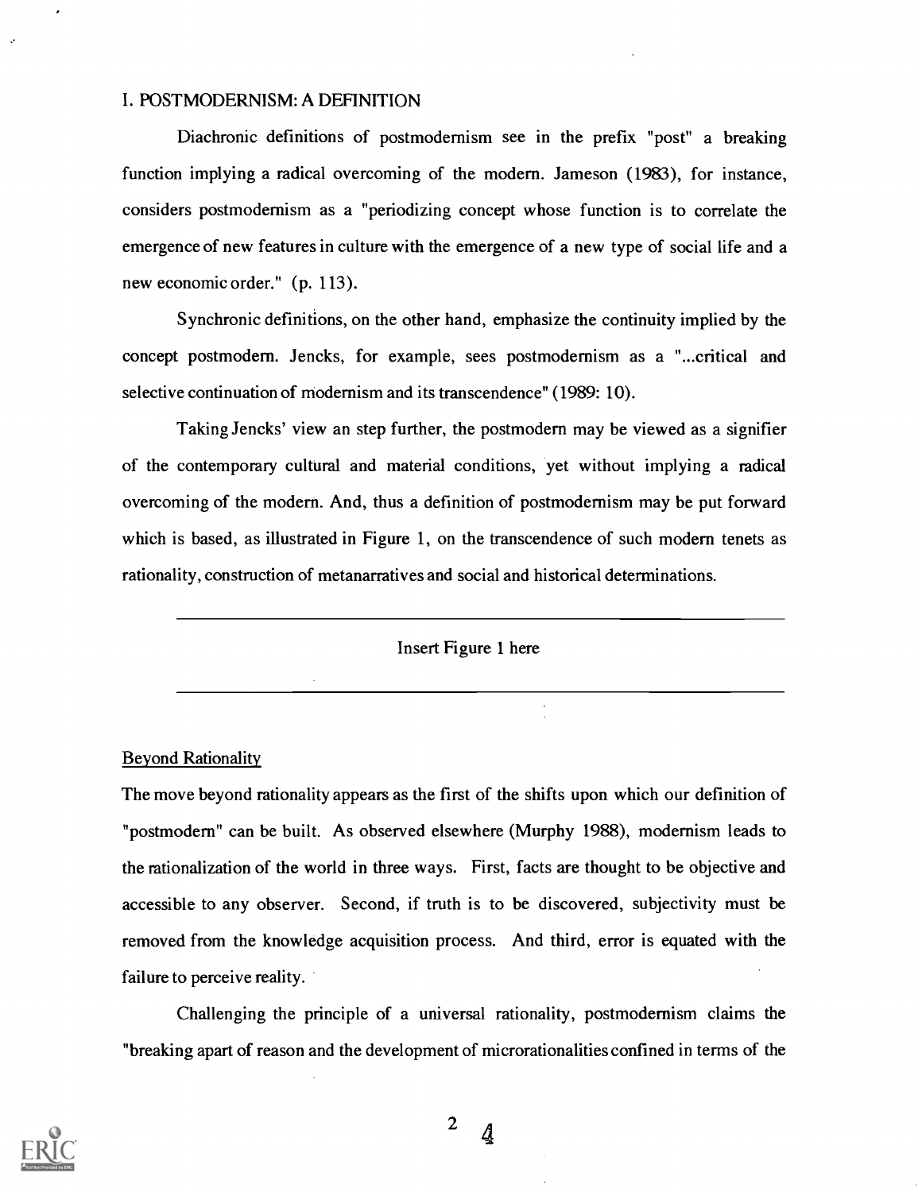## I. POSTMODERNISM: A DEFINITION

Diachronic definitions of postmodernism see in the prefix "post" a breaking function implying a radical overcoming of the modern. Jameson (1983), for instance, considers postmodernism as a "periodizing concept whose function is to correlate the emergence of new features in culture with the emergence of a new type of social life and a new economic order." (p. 113).

Synchronic definitions, on the other hand, emphasize the continuity implied by the concept postmodern. Jencks, for example, sees postmodernism as a "...critical and selective continuation of modernism and its transcendence" (1989: 10).

Taking Jencks' view an step further, the postmodern may be viewed as a signifier of the contemporary cultural and material conditions, yet without implying a radical overcoming of the modern. And, thus a definition of postmodernism may be put forward which is based, as illustrated in Figure 1, on the transcendence of such modern tenets as rationality, construction of metanarratives and social and historical determinations.

---

Insert Figure 1 here

---

### Beyond Rationality

The move beyond rationality appears as the first of the shifts upon which our definition of "postmodern" can be built. As observed elsewhere (Murphy 1988), modernism leads to the rationalization of the world in three ways. First, facts are thought to be objective and accessible to any observer. Second, if truth is to be discovered, subjectivity must be removed from the knowledge acquisition process. And third, error is equated with the failure to perceive reality.

Challenging the principle of a universal rationality, postmodernism claims the "breaking apart of reason and the development of microrationalities confined in terms of the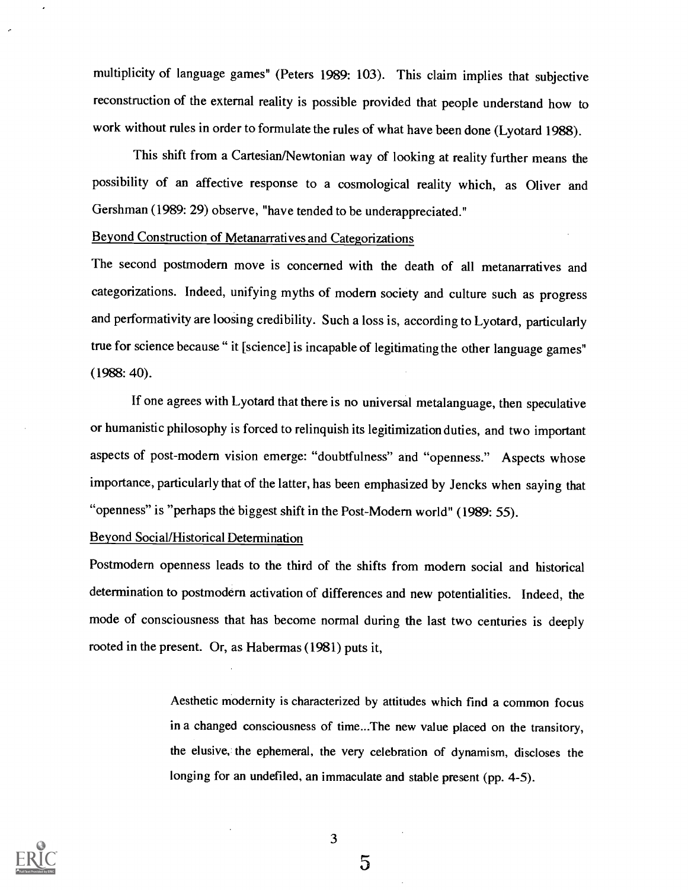multiplicity of language games" (Peters 1989: 103). This claim implies that subjective reconstruction of the external reality is possible provided that people understand how to work without rules in order to formulate the rules of what have been done (Lyotard 1988).

This shift from a Cartesian/Newtonian way of looking at reality further means the possibility of an affective response to a cosmological reality which, as Oliver and Gershman (1989: 29) observe, "have tended to be underappreciated."

<u>Beyond Construction of Metanarratives and Categorizations</u>

The second postmodern move is concerned with the death of all metanarratives and categorizations. Indeed, unifying myths of modern society and culture such as progress and performativity are loosing credibility. Such a loss is, according to Lyotard, particularly true for science because " it [science] is incapable of legitimating the other language games" (1988: 40).

If one agrees with Lyotard that there is no universal metalanguage, then speculative or humanistic philosophy is forced to relinquish its legitimization duties, and two important aspects of post-modern vision emerge: "doubtfulness" and "openness." Aspects whose importance, particularly that of the latter, has been emphasized by Jencks when saying that "openness" is "perhaps the biggest shift in the Post-Modern world" (1989: 55).

<u>Beyond Social/Historical Determination</u>

Postmodern openness leads to the third of the shifts from modern social and historical determination to postmodern activation of differences and new potentialities. Indeed, the mode of consciousness that has become normal during the last two centuries is deeply rooted in the present. Or, as Habermas (1981) puts it,

> Aesthetic modernity is characterized by attitudes which find a common focus in a changed consciousness of time...The new value placed on the transitory, the elusive, the ephemeral, the very celebration of dynamism, discloses the longing for an undefiled, an immaculate and stable present (pp. 4-5).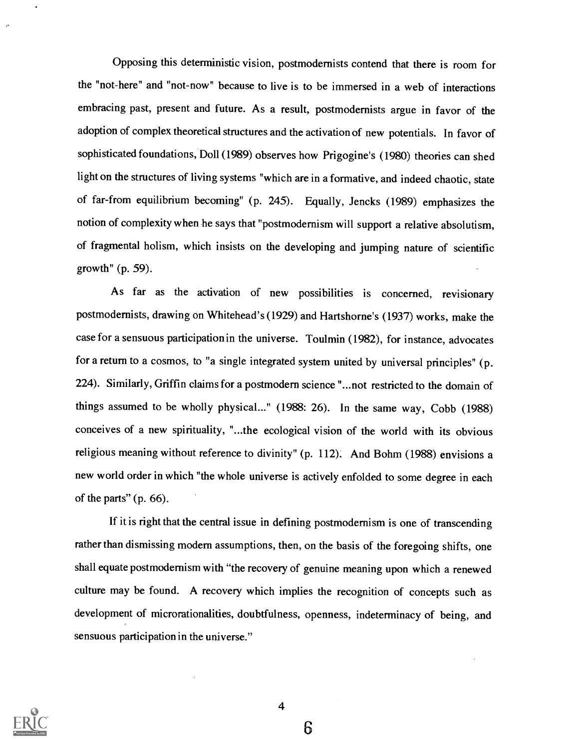Opposing this deterministic vision, postmodernists contend that there is room for the "not-here" and "not-now" because to live is to be immersed in a web of interactions embracing past, present and future. As a result, postmodernists argue in favor of the adoption of complex theoretical structures and the activation of new potentials. In favor of sophisticated foundations, Doll (1989) observes how Prigogine's (1980) theories can shed light on the structures of living systems "which are in a formative, and indeed chaotic, state of far-from equilibrium becoming" (p. 245). Equally, Jencks (1989) emphasizes the notion of complexity when he says that "postmodernism will support a relative absolutism, of fragmental holism, which insists on the developing and jumping nature of scientific growth" (p. 59).

As far as the activation of new possibilities is concerned, revisionary postmodernists, drawing on Whitehead's (1929) and Hartshorne's (1937) works, make the case for a sensuous participation in the universe. Toulmin (1982), for instance, advocates for a return to a cosmos, to "a single integrated system united by universal principles" (p. 224). Similarly, Griffin claims for a postmodern science "...not restricted to the domain of things assumed to be wholly physical..." (1988: 26). In the same way, Cobb (1988) conceives of a new spirituality, "...the ecological vision of the world with its obvious religious meaning without reference to divinity" (p. 112). And Bohm (1988) envisions a new world order in which "the whole universe is actively enfolded to some degree in each of the parts" (p. 66).

If it is right that the central issue in defining postmodernism is one of transcending rather than dismissing modern assumptions, then, on the basis of the foregoing shifts, one shall equate postmodernism with "the recovery of genuine meaning upon which a renewed culture may be found. A recovery which implies the recognition of concepts such as development of microrationalities, doubtfulness, openness, indeterminacy of being, and sensuous participation in the universe."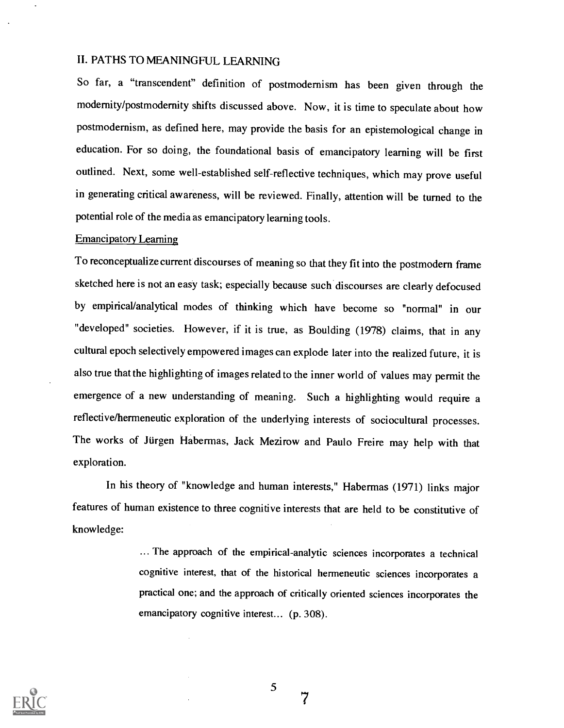## II. PATHS TO MEANINGFUL LEARNING

So far, a "transcendent" definition of postmodernism has been given through the modernity/postmodernity shifts discussed above. Now, it is time to speculate about how postmodernism, as defined here, may provide the basis for an epistemological change in education. For so doing, the foundational basis of emancipatory learning will be first outlined. Next, some well-established self-reflective techniques, which may prove useful in generating critical awareness, will be reviewed. Finally, attention will be turned to the potential role of the media as emancipatory learning tools.

### Emancipatory Learning

To reconceptualize current discourses of meaning so that they fit into the postmodern frame sketched here is not an easy task; especially because such discourses are clearly defocused by empirical/analytical modes of thinking which have become so "normal" in our "developed" societies. However, if it is true, as Boulding (1978) claims, that in any cultural epoch selectively empowered images can explode later into the realized future, it is also true that the highlighting of images related to the inner world of values may permit the emergence of a new understanding of meaning. Such a highlighting would require a reflective/hermeneutic exploration of the underlying interests of sociocultural processes. The works of Jürgen Habermas, Jack Mezirow and Paulo Freire may help with that exploration.

In his theory of "knowledge and human interests," Habermas (1971) links major features of human existence to three cognitive interests that are held to be constitutive of knowledge:

> ... The approach of the empirical-analytic sciences incorporates a technical cognitive interest, that of the historical hermeneutic sciences incorporates a practical one; and the approach of critically oriented sciences incorporates the emancipatory cognitive interest... (p. 308).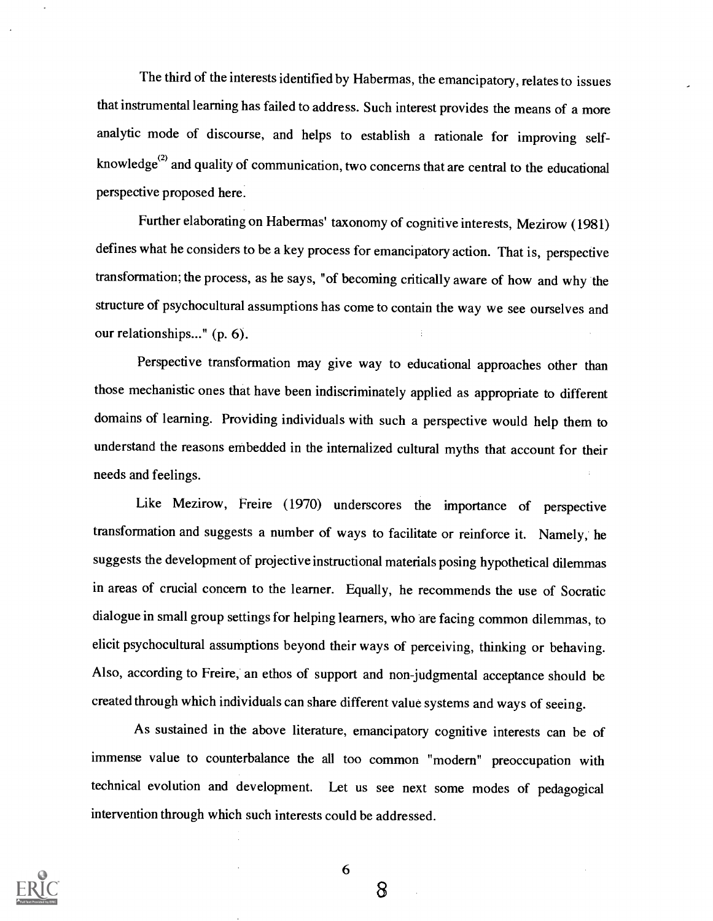The third of the interests identified by Habermas, the emancipatory, relates to issues that instrumental learning has failed to address. Such interest provides the means of a more analytic mode of discourse, and helps to establish a rationale for improving self-knowledge[(2)] and quality of communication, two concerns that are central to the educational perspective proposed here.

Further elaborating on Habermas' taxonomy of cognitive interests, Mezirow (1981) defines what he considers to be a key process for emancipatory action. That is, perspective transformation; the process, as he says, "of becoming critically aware of how and why the structure of psychocultural assumptions has come to contain the way we see ourselves and our relationships..." (p. 6).

Perspective transformation may give way to educational approaches other than those mechanistic ones that have been indiscriminately applied as appropriate to different domains of learning. Providing individuals with such a perspective would help them to understand the reasons embedded in the internalized cultural myths that account for their needs and feelings.

Like Mezirow, Freire (1970) underscores the importance of perspective transformation and suggests a number of ways to facilitate or reinforce it. Namely, he suggests the development of projective instructional materials posing hypothetical dilemmas in areas of crucial concern to the learner. Equally, he recommends the use of Socratic dialogue in small group settings for helping learners, who are facing common dilemmas, to elicit psychocultural assumptions beyond their ways of perceiving, thinking or behaving. Also, according to Freire, an ethos of support and non-judgmental acceptance should be created through which individuals can share different value systems and ways of seeing.

As sustained in the above literature, emancipatory cognitive interests can be of immense value to counterbalance the all too common "modern" preoccupation with technical evolution and development. Let us see next some modes of pedagogical intervention through which such interests could be addressed.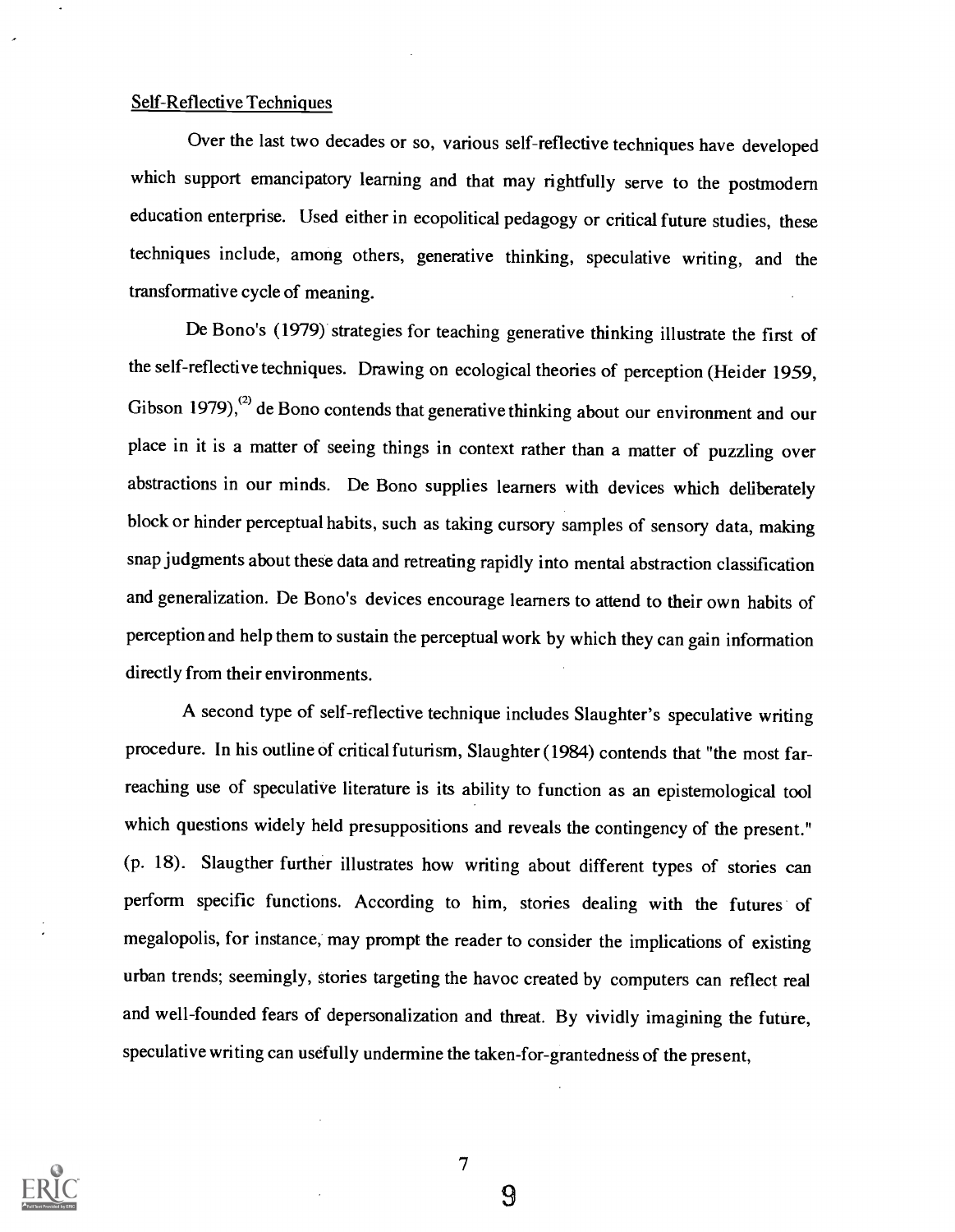Self-Reflective Techniques

Over the last two decades or so, various self-reflective techniques have developed which support emancipatory learning and that may rightfully serve to the postmodern education enterprise. Used either in ecopolitical pedagogy or critical future studies, these techniques include, among others, generative thinking, speculative writing, and the transformative cycle of meaning.

De Bono's (1979) strategies for teaching generative thinking illustrate the first of the self-reflective techniques. Drawing on ecological theories of perception (Heider 1959, Gibson 1979),[2] de Bono contends that generative thinking about our environment and our place in it is a matter of seeing things in context rather than a matter of puzzling over abstractions in our minds. De Bono supplies learners with devices which deliberately block or hinder perceptual habits, such as taking cursory samples of sensory data, making snap judgments about these data and retreating rapidly into mental abstraction classification and generalization. De Bono's devices encourage learners to attend to their own habits of perception and help them to sustain the perceptual work by which they can gain information directly from their environments.

A second type of self-reflective technique includes Slaughter's speculative writing procedure. In his outline of critical futurism, Slaughter (1984) contends that "the most far-reaching use of speculative literature is its ability to function as an epistemological tool which questions widely held presuppositions and reveals the contingency of the present." (p. 18). Slaugther further illustrates how writing about different types of stories can perform specific functions. According to him, stories dealing with the futures of megalopolis, for instance, may prompt the reader to consider the implications of existing urban trends; seemingly, stories targeting the havoc created by computers can reflect real and well-founded fears of depersonalization and threat. By vividly imagining the future, speculative writing can usefully undermine the taken-for-grantedness of the present,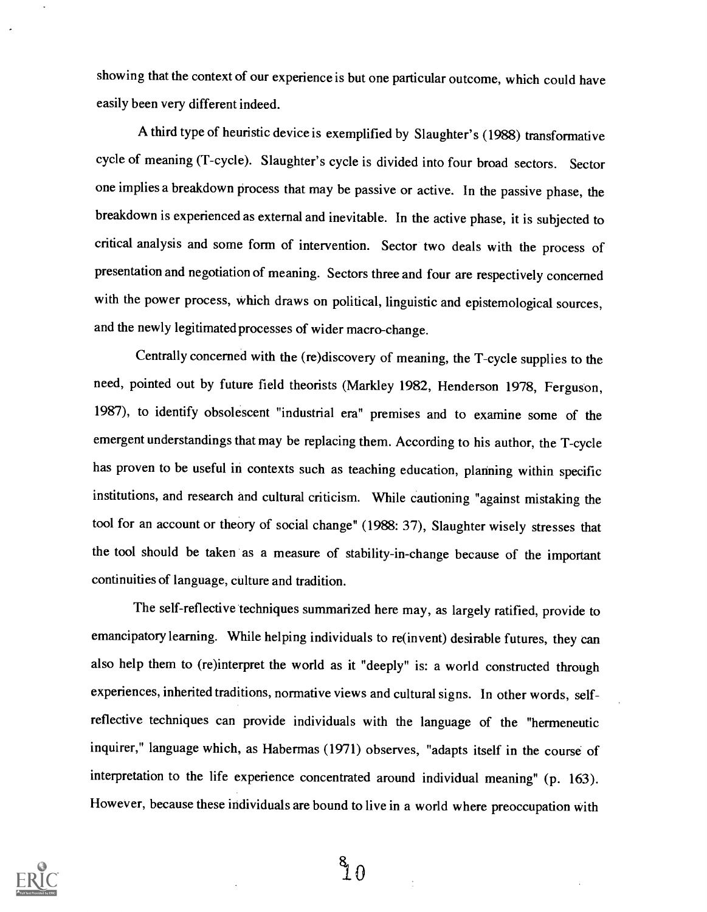showing that the context of our experience is but one particular outcome, which could have easily been very different indeed.

A third type of heuristic device is exemplified by Slaughter's (1988) transformative cycle of meaning (T-cycle). Slaughter's cycle is divided into four broad sectors. Sector one implies a breakdown process that may be passive or active. In the passive phase, the breakdown is experienced as external and inevitable. In the active phase, it is subjected to critical analysis and some form of intervention. Sector two deals with the process of presentation and negotiation of meaning. Sectors three and four are respectively concerned with the power process, which draws on political, linguistic and epistemological sources, and the newly legitimated processes of wider macro-change.

Centrally concerned with the (re)discovery of meaning, the T-cycle supplies to the need, pointed out by future field theorists (Markley 1982, Henderson 1978, Ferguson, 1987), to identify obsolescent "industrial era" premises and to examine some of the emergent understandings that may be replacing them. According to his author, the T-cycle has proven to be useful in contexts such as teaching education, planning within specific institutions, and research and cultural criticism. While cautioning "against mistaking the tool for an account or theory of social change" (1988: 37), Slaughter wisely stresses that the tool should be taken as a measure of stability-in-change because of the important continuities of language, culture and tradition.

The self-reflective techniques summarized here may, as largely ratified, provide to emancipatory learning. While helping individuals to re(invent) desirable futures, they can also help them to (re)interpret the world as it "deeply" is: a world constructed through experiences, inherited traditions, normative views and cultural signs. In other words, self-reflective techniques can provide individuals with the language of the "hermeneutic inquirer," language which, as Habermas (1971) observes, "adapts itself in the course of interpretation to the life experience concentrated around individual meaning" (p. 163). However, because these individuals are bound to live in a world where preoccupation with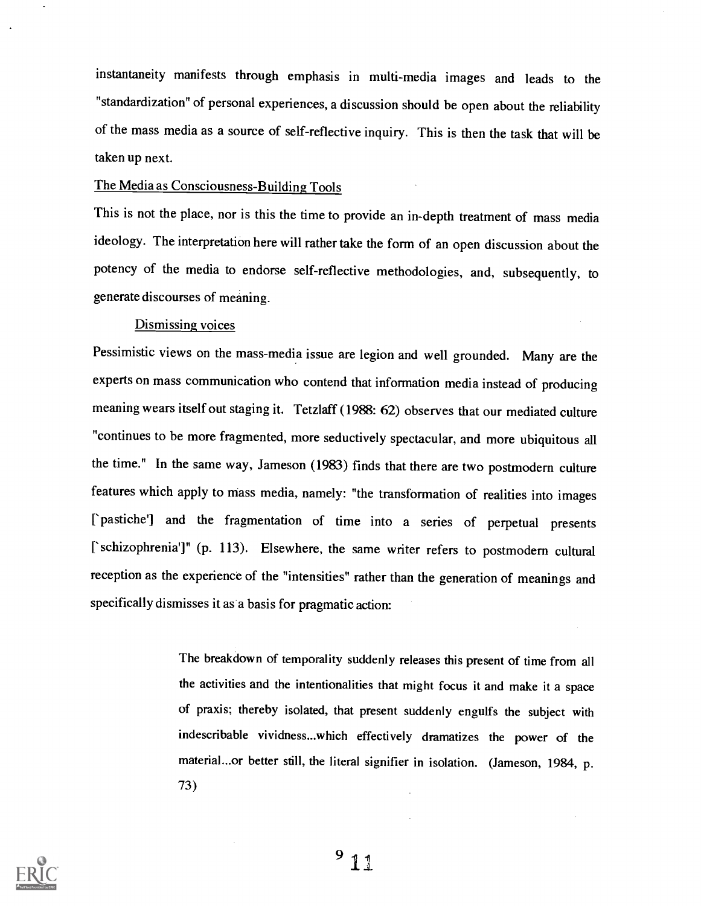instantaneity manifests through emphasis in multi-media images and leads to the "standardization" of personal experiences, a discussion should be open about the reliability of the mass media as a source of self-reflective inquiry. This is then the task that will be taken up next.

## The Media as Consciousness-Building Tools

This is not the place, nor is this the time to provide an in-depth treatment of mass media ideology. The interpretation here will rather take the form of an open discussion about the potency of the media to endorse self-reflective methodologies, and, subsequently, to generate discourses of meaning.

### Dismissing voices

Pessimistic views on the mass-media issue are legion and well grounded. Many are the experts on mass communication who contend that information media instead of producing meaning wears itself out staging it. Tetzlaff (1988: 62) observes that our mediated culture "continues to be more fragmented, more seductively spectacular, and more ubiquitous all the time." In the same way, Jameson (1983) finds that there are two postmodern culture features which apply to mass media, namely: "the transformation of realities into images [`pastiche'] and the fragmentation of time into a series of perpetual presents [`schizophrenia']" (p. 113). Elsewhere, the same writer refers to postmodern cultural reception as the experience of the "intensities" rather than the generation of meanings and specifically dismisses it as a basis for pragmatic action:

> The breakdown of temporality suddenly releases this present of time from all the activities and the intentionalities that might focus it and make it a space of praxis; thereby isolated, that present suddenly engulfs the subject with indescribable vividness...which effectively dramatizes the power of the material...or better still, the literal signifier in isolation. (Jameson, 1984, p. 73)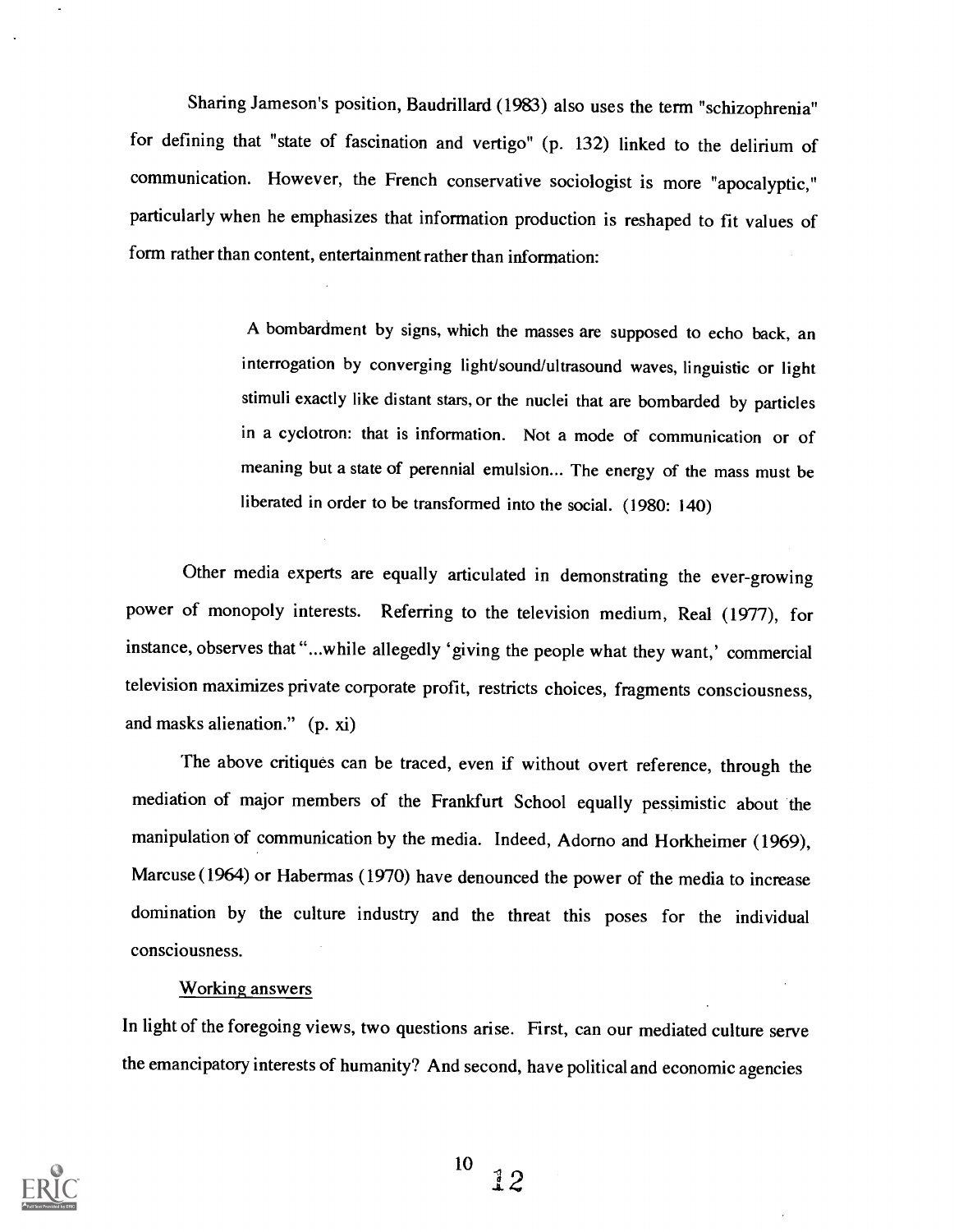Sharing Jameson's position, Baudrillard (1983) also uses the term "schizophrenia" for defining that "state of fascination and vertigo" (p. 132) linked to the delirium of communication. However, the French conservative sociologist is more "apocalyptic," particularly when he emphasizes that information production is reshaped to fit values of form rather than content, entertainment rather than information:

> A bombardment by signs, which the masses are supposed to echo back, an interrogation by converging light/sound/ultrasound waves, linguistic or light stimuli exactly like distant stars, or the nuclei that are bombarded by particles in a cyclotron: that is information. Not a mode of communication or of meaning but a state of perennial emulsion... The energy of the mass must be liberated in order to be transformed into the social. (1980: 140)

Other media experts are equally articulated in demonstrating the ever-growing power of monopoly interests. Referring to the television medium, Real (1977), for instance, observes that "...while allegedly 'giving the people what they want,' commercial television maximizes private corporate profit, restricts choices, fragments consciousness, and masks alienation." (p. xi)

The above critiques can be traced, even if without overt reference, through the mediation of major members of the Frankfurt School equally pessimistic about the manipulation of communication by the media. Indeed, Adorno and Horkheimer (1969), Marcuse (1964) or Habermas (1970) have denounced the power of the media to increase domination by the culture industry and the threat this poses for the individual consciousness.

Working answers

In light of the foregoing views, two questions arise. First, can our mediated culture serve the emancipatory interests of humanity? And second, have political and economic agencies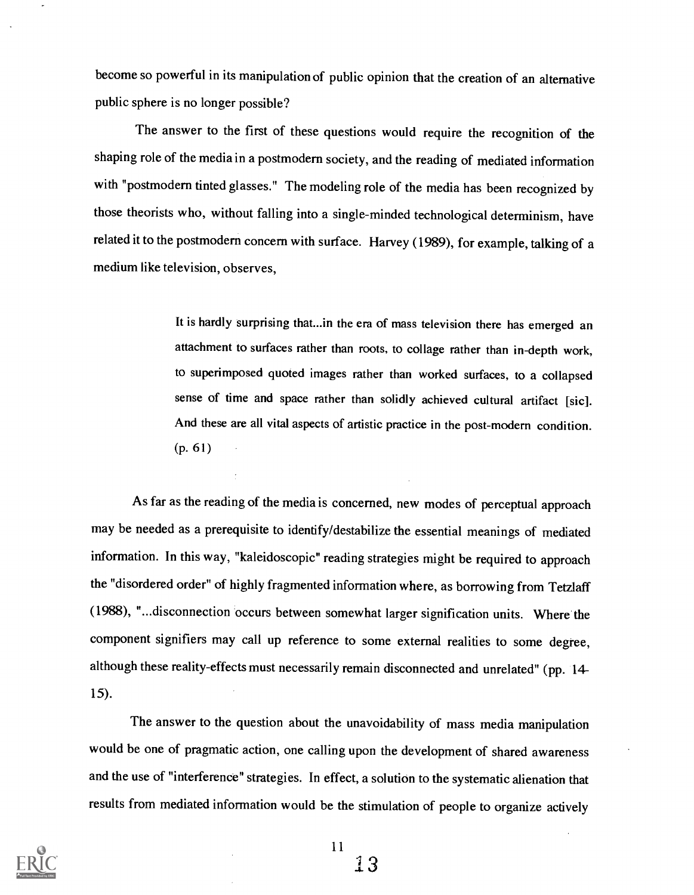become so powerful in its manipulation of public opinion that the creation of an alternative public sphere is no longer possible?

The answer to the first of these questions would require the recognition of the shaping role of the media in a postmodern society, and the reading of mediated information with "postmodern tinted glasses." The modeling role of the media has been recognized by those theorists who, without falling into a single-minded technological determinism, have related it to the postmodern concern with surface. Harvey (1989), for example, talking of a medium like television, observes,

> It is hardly surprising that...in the era of mass television there has emerged an attachment to surfaces rather than roots, to collage rather than in-depth work, to superimposed quoted images rather than worked surfaces, to a collapsed sense of time and space rather than solidly achieved cultural artifact [sic]. And these are all vital aspects of artistic practice in the post-modern condition. (p. 61)

As far as the reading of the media is concerned, new modes of perceptual approach may be needed as a prerequisite to identify/destabilize the essential meanings of mediated information. In this way, "kaleidoscopic" reading strategies might be required to approach the "disordered order" of highly fragmented information where, as borrowing from Tetzlaff (1988), "...disconnection occurs between somewhat larger signification units. Where the component signifiers may call up reference to some external realities to some degree, although these reality-effects must necessarily remain disconnected and unrelated" (pp. 14-15).

The answer to the question about the unavoidability of mass media manipulation would be one of pragmatic action, one calling upon the development of shared awareness and the use of "interference" strategies. In effect, a solution to the systematic alienation that results from mediated information would be the stimulation of people to organize actively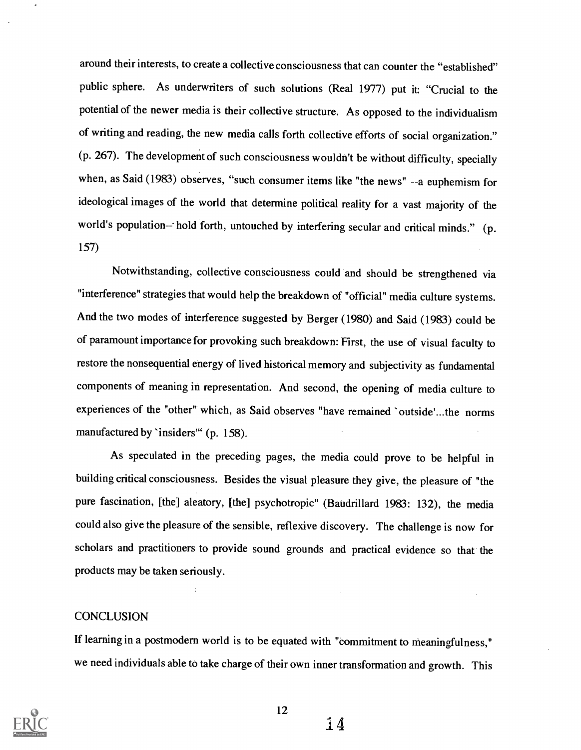around their interests, to create a collective consciousness that can counter the "established" public sphere. As underwriters of such solutions (Real 1977) put it: "Crucial to the potential of the newer media is their collective structure. As opposed to the individualism of writing and reading, the new media calls forth collective efforts of social organization." (p. 267). The development of such consciousness wouldn't be without difficulty, specially when, as Said (1983) observes, "such consumer items like "the news" --a euphemism for ideological images of the world that determine political reality for a vast majority of the world's population-- hold forth, untouched by interfering secular and critical minds." (p. 157)

Notwithstanding, collective consciousness could and should be strengthened via "interference" strategies that would help the breakdown of "official" media culture systems. And the two modes of interference suggested by Berger (1980) and Said (1983) could be of paramount importance for provoking such breakdown: First, the use of visual faculty to restore the nonsequential energy of lived historical memory and subjectivity as fundamental components of meaning in representation. And second, the opening of media culture to experiences of the "other" which, as Said observes "have remained `outside'...the norms manufactured by `insiders'" (p. 158).

As speculated in the preceding pages, the media could prove to be helpful in building critical consciousness. Besides the visual pleasure they give, the pleasure of "the pure fascination, [the] aleatory, [the] psychotropic" (Baudrillard 1983: 132), the media could also give the pleasure of the sensible, reflexive discovery. The challenge is now for scholars and practitioners to provide sound grounds and practical evidence so that the products may be taken seriously.

## CONCLUSION

If learning in a postmodern world is to be equated with "commitment to meaningfulness," we need individuals able to take charge of their own inner transformation and growth. This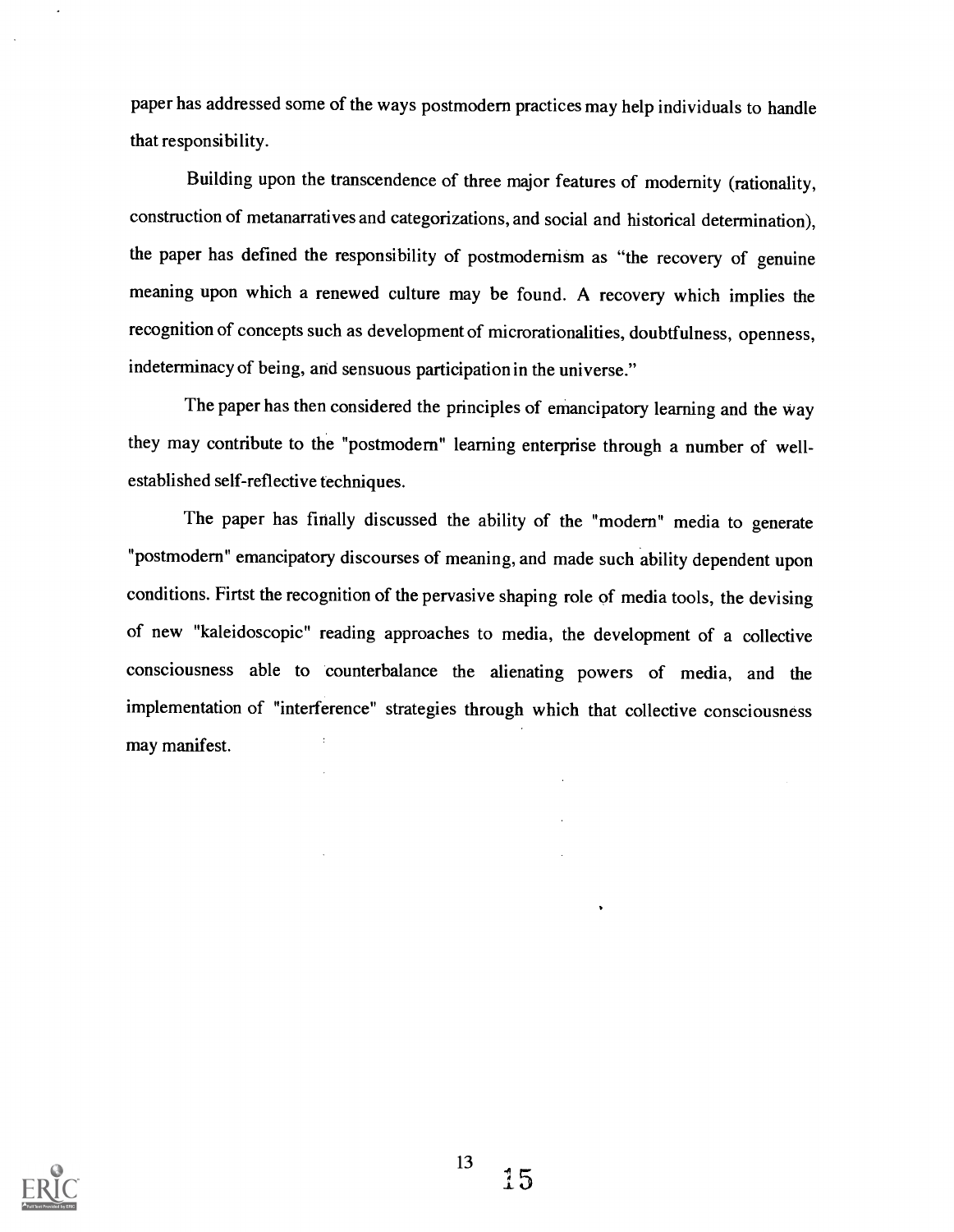paper has addressed some of the ways postmodern practices may help individuals to handle that responsibility.

Building upon the transcendence of three major features of modernity (rationality, construction of metanarratives and categorizations, and social and historical determination), the paper has defined the responsibility of postmodernism as "the recovery of genuine meaning upon which a renewed culture may be found. A recovery which implies the recognition of concepts such as development of microrationalities, doubtfulness, openness, indeterminacy of being, and sensuous participation in the universe."

The paper has then considered the principles of emancipatory learning and the way they may contribute to the "postmodern" learning enterprise through a number of well-established self-reflective techniques.

The paper has finally discussed the ability of the "modern" media to generate "postmodern" emancipatory discourses of meaning, and made such ability dependent upon conditions. Firtst the recognition of the pervasive shaping role of media tools, the devising of new "kaleidoscopic" reading approaches to media, the development of a collective consciousness able to counterbalance the alienating powers of media, and the implementation of "interference" strategies through which that collective consciousness may manifest.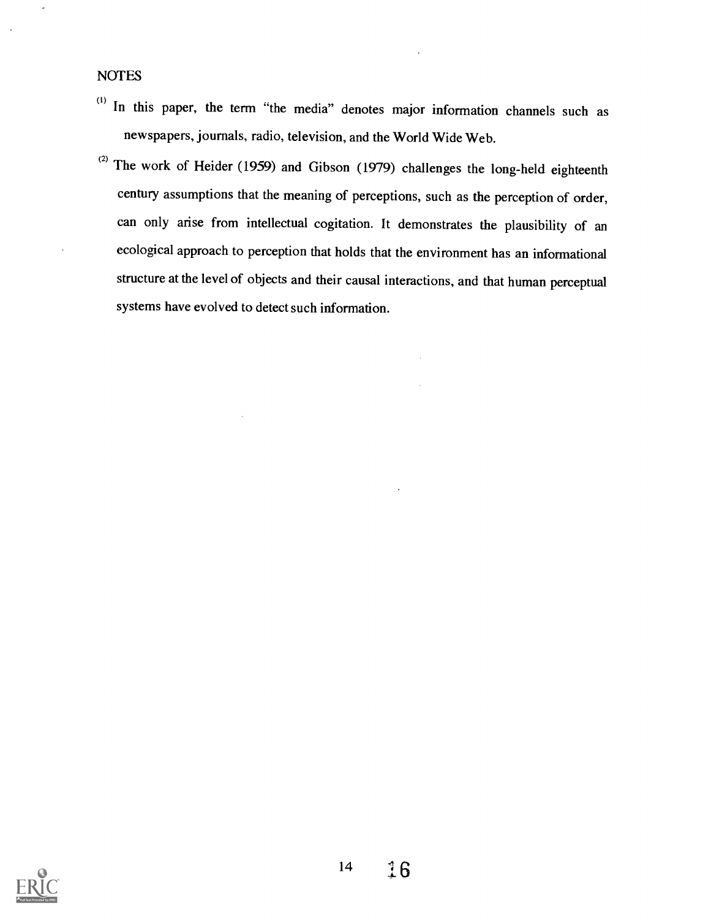## NOTES

(1) In this paper, the term "the media" denotes major information channels such as newspapers, journals, radio, television, and the World Wide Web.

(2) The work of Heider (1959) and Gibson (1979) challenges the long-held eighteenth century assumptions that the meaning of perceptions, such as the perception of order, can only arise from intellectual cogitation. It demonstrates the plausibility of an ecological approach to perception that holds that the environment has an informational structure at the level of objects and their causal interactions, and that human perceptual systems have evolved to detect such information.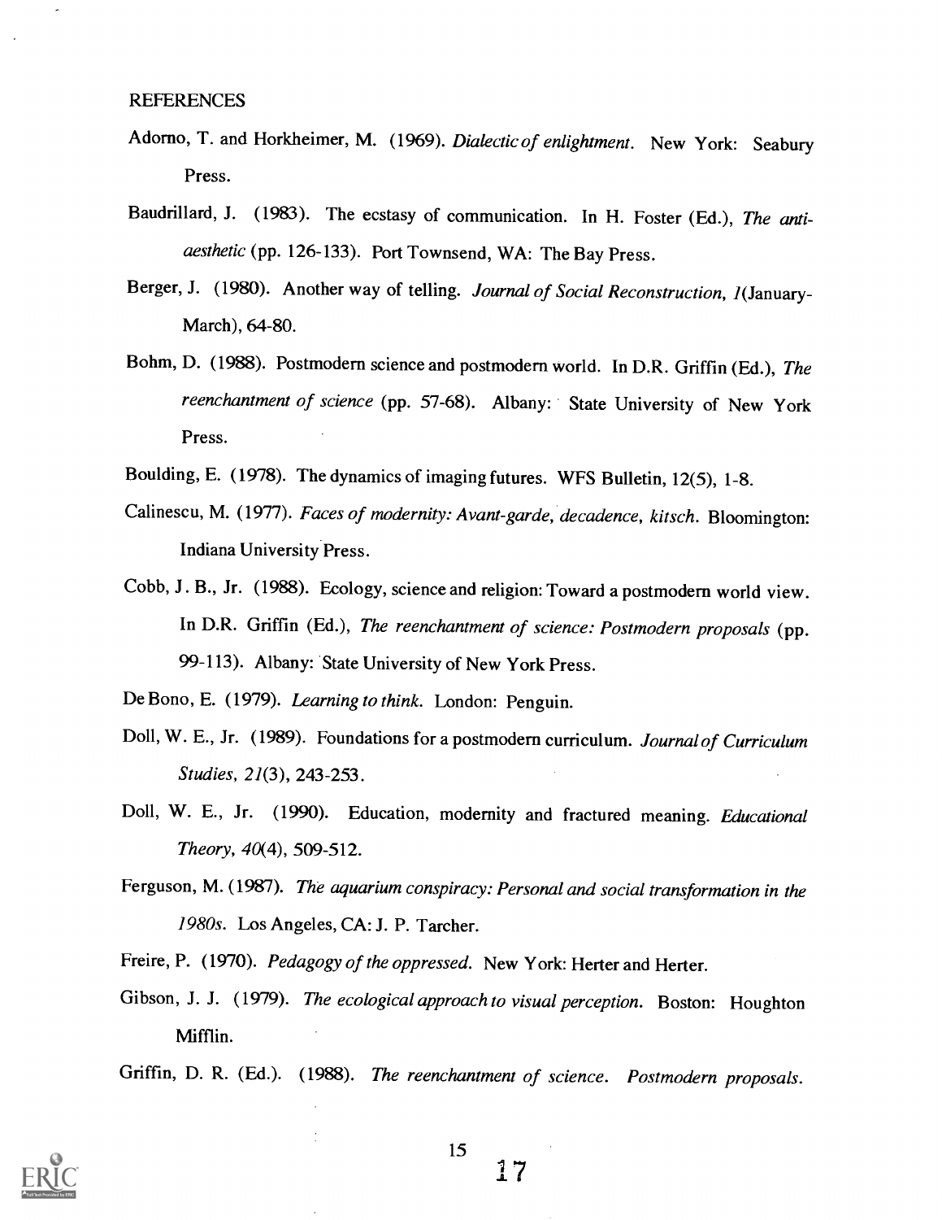## REFERENCES

Adorno, T. and Horkheimer, M. (1969). *Dialectic of enlightment*. New York: Seabury Press.

Baudrillard, J. (1983). The ecstasy of communication. In H. Foster (Ed.), *The anti-aesthetic* (pp. 126-133). Port Townsend, WA: The Bay Press.

Berger, J. (1980). Another way of telling. *Journal of Social Reconstruction, 1*(January-March), 64-80.

Bohm, D. (1988). Postmodern science and postmodern world. In D.R. Griffin (Ed.), *The reenchantment of science* (pp. 57-68). Albany: State University of New York Press.

Boulding, E. (1978). The dynamics of imaging futures. WFS Bulletin, 12(5), 1-8.

Calinescu, M. (1977). *Faces of modernity: Avant-garde, decadence, kitsch*. Bloomington: Indiana University Press.

Cobb, J. B., Jr. (1988). Ecology, science and religion: Toward a postmodern world view. In D.R. Griffin (Ed.), *The reenchantment of science: Postmodern proposals* (pp. 99-113). Albany: State University of New York Press.

De Bono, E. (1979). *Learning to think*. London: Penguin.

Doll, W. E., Jr. (1989). Foundations for a postmodern curriculum. *Journal of Curriculum Studies, 21*(3), 243-253.

Doll, W. E., Jr. (1990). Education, modernity and fractured meaning. *Educational Theory, 40*(4), 509-512.

Ferguson, M. (1987). *The aquarium conspiracy: Personal and social transformation in the 1980s*. Los Angeles, CA: J. P. Tarcher.

Freire, P. (1970). *Pedagogy of the oppressed*. New York: Herter and Herter.

Gibson, J. J. (1979). *The ecological approach to visual perception*. Boston: Houghton Mifflin.

Griffin, D. R. (Ed.). (1988). *The reenchantment of science. Postmodern proposals.*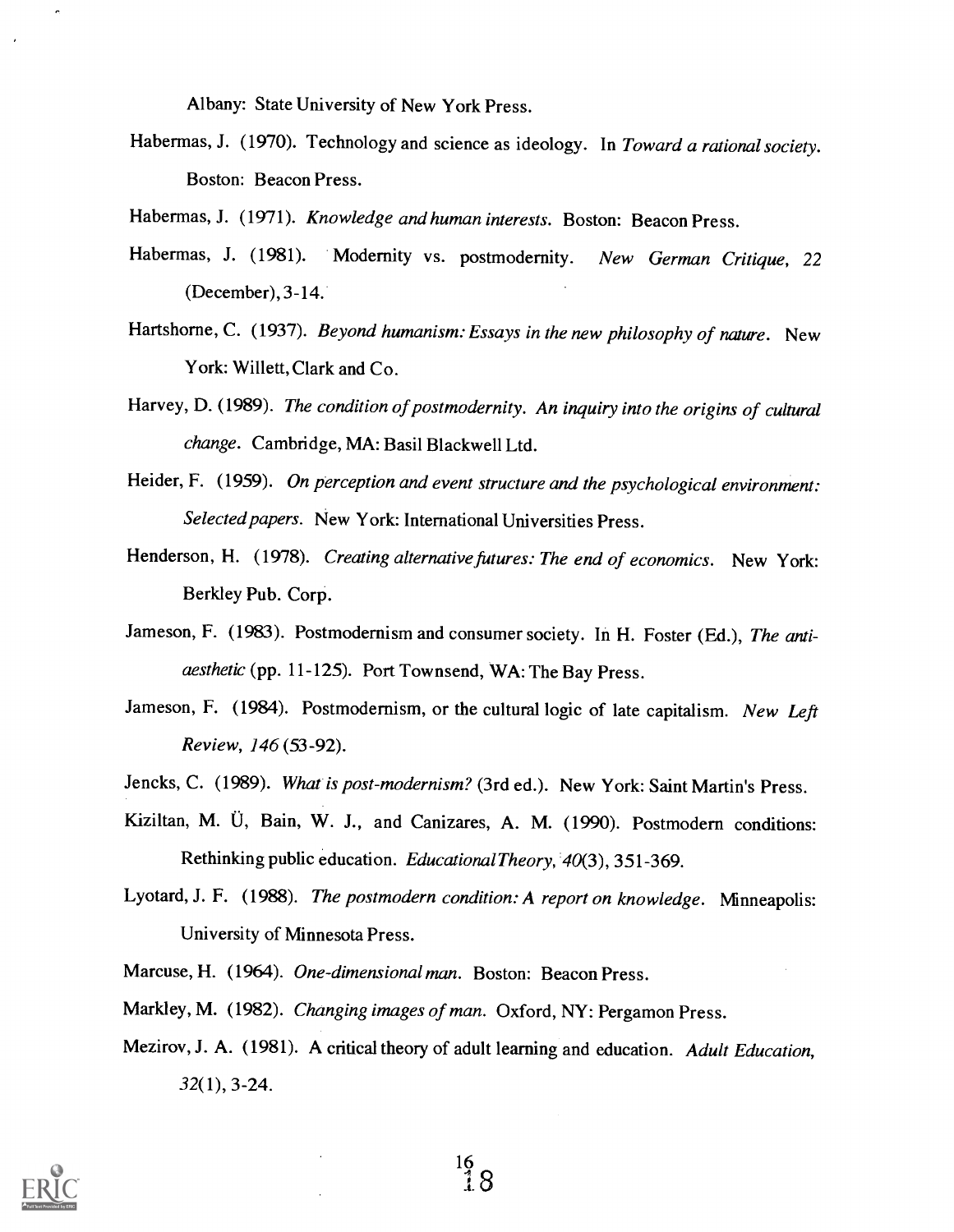Albany: State University of New York Press.

Habermas, J. (1970). Technology and science as ideology. In *Toward a rational society*. Boston: Beacon Press.

Habermas, J. (1971). *Knowledge and human interests*. Boston: Beacon Press.

Habermas, J. (1981). Modernity vs. postmodernity. *New German Critique, 22* (December), 3-14.

Hartshorne, C. (1937). *Beyond humanism: Essays in the new philosophy of nature*. New York: Willett, Clark and Co.

Harvey, D. (1989). *The condition of postmodernity. An inquiry into the origins of cultural change*. Cambridge, MA: Basil Blackwell Ltd.

Heider, F. (1959). *On perception and event structure and the psychological environment: Selected papers*. New York: International Universities Press.

Henderson, H. (1978). *Creating alternative futures: The end of economics*. New York: Berkley Pub. Corp.

Jameson, F. (1983). Postmodernism and consumer society. In H. Foster (Ed.), *The anti-aesthetic* (pp. 11-125). Port Townsend, WA: The Bay Press.

Jameson, F. (1984). Postmodernism, or the cultural logic of late capitalism. *New Left Review, 146* (53-92).

Jencks, C. (1989). *What is post-modernism?* (3rd ed.). New York: Saint Martin's Press.

Kiziltan, M. Ü, Bain, W. J., and Canizares, A. M. (1990). Postmodern conditions: Rethinking public education. *Educational Theory, 40*(3), 351-369.

Lyotard, J. F. (1988). *The postmodern condition: A report on knowledge*. Minneapolis: University of Minnesota Press.

Marcuse, H. (1964). *One-dimensional man*. Boston: Beacon Press.

Markley, M. (1982). *Changing images of man*. Oxford, NY: Pergamon Press.

Mezirov, J. A. (1981). A critical theory of adult learning and education. *Adult Education, 32*(1), 3-24.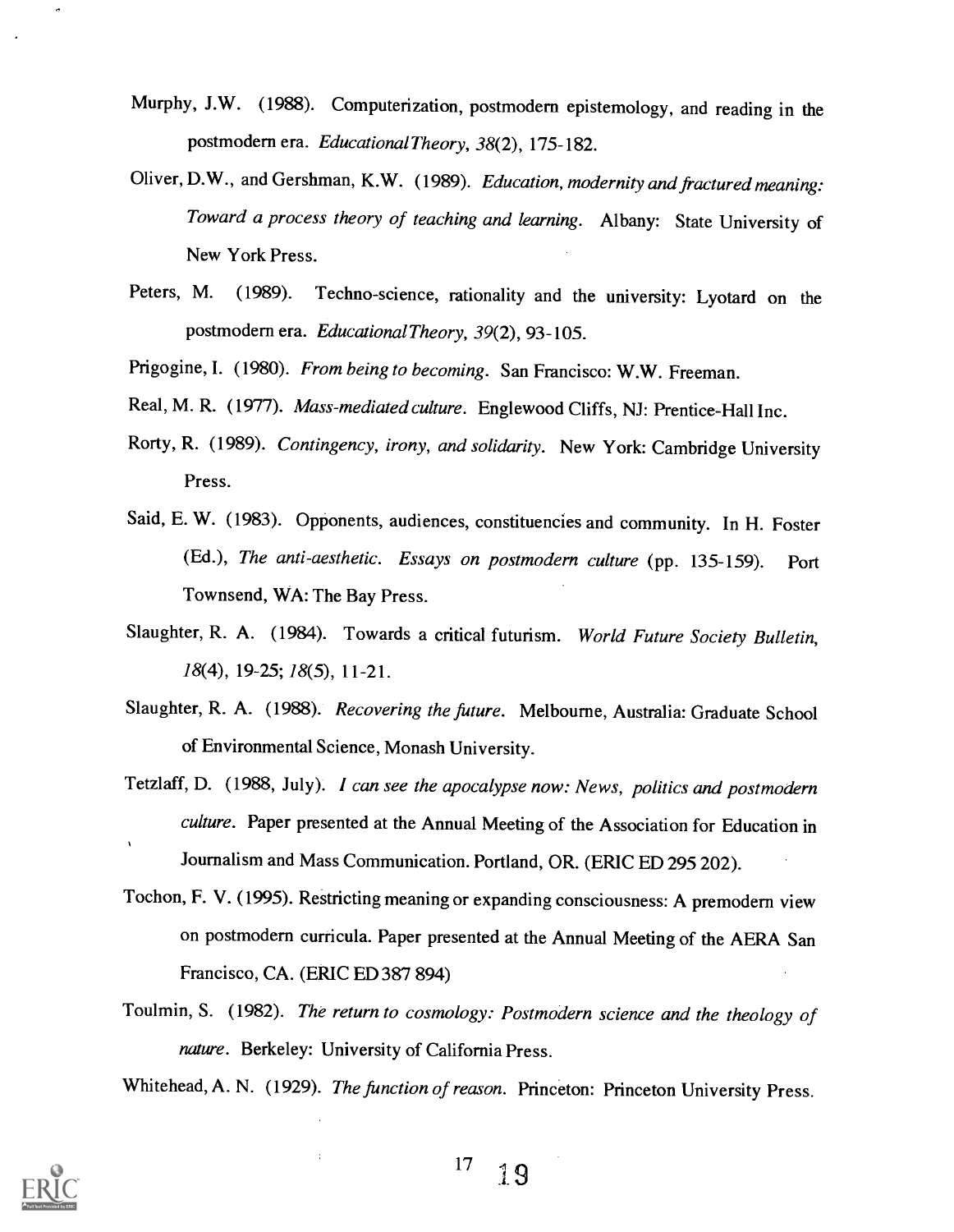Murphy, J.W. (1988). Computerization, postmodern epistemology, and reading in the postmodern era. *EducationalTheory, 38*(2), 175-182.

Oliver, D.W., and Gershman, K.W. (1989). *Education, modernity and fractured meaning: Toward a process theory of teaching and learning*. Albany: State University of New York Press.

Peters, M. (1989). Techno-science, rationality and the university: Lyotard on the postmodern era. *EducationalTheory, 39*(2), 93-105.

Prigogine, I. (1980). *From being to becoming*. San Francisco: W.W. Freeman.

Real, M. R. (1977). *Mass-mediated culture*. Englewood Cliffs, NJ: Prentice-Hall Inc.

Rorty, R. (1989). *Contingency, irony, and solidarity*. New York: Cambridge University Press.

Said, E. W. (1983). Opponents, audiences, constituencies and community. In H. Foster (Ed.), *The anti-aesthetic. Essays on postmodern culture* (pp. 135-159). Port Townsend, WA: The Bay Press.

Slaughter, R. A. (1984). Towards a critical futurism. *World Future Society Bulletin, 18*(4), 19-25; *18*(5), 11-21.

Slaughter, R. A. (1988). *Recovering the future*. Melbourne, Australia: Graduate School of Environmental Science, Monash University.

Tetzlaff, D. (1988, July). *I can see the apocalypse now: News, politics and postmodern culture*. Paper presented at the Annual Meeting of the Association for Education in Journalism and Mass Communication. Portland, OR. (ERIC ED 295 202).

Tochon, F. V. (1995). Restricting meaning or expanding consciousness: A premodern view on postmodern curricula. Paper presented at the Annual Meeting of the AERA San Francisco, CA. (ERIC ED 387 894)

Toulmin, S. (1982). *The return to cosmology: Postmodern science and the theology of nature*. Berkeley: University of California Press.

Whitehead, A. N. (1929). *The function of reason*. Princeton: Princeton University Press.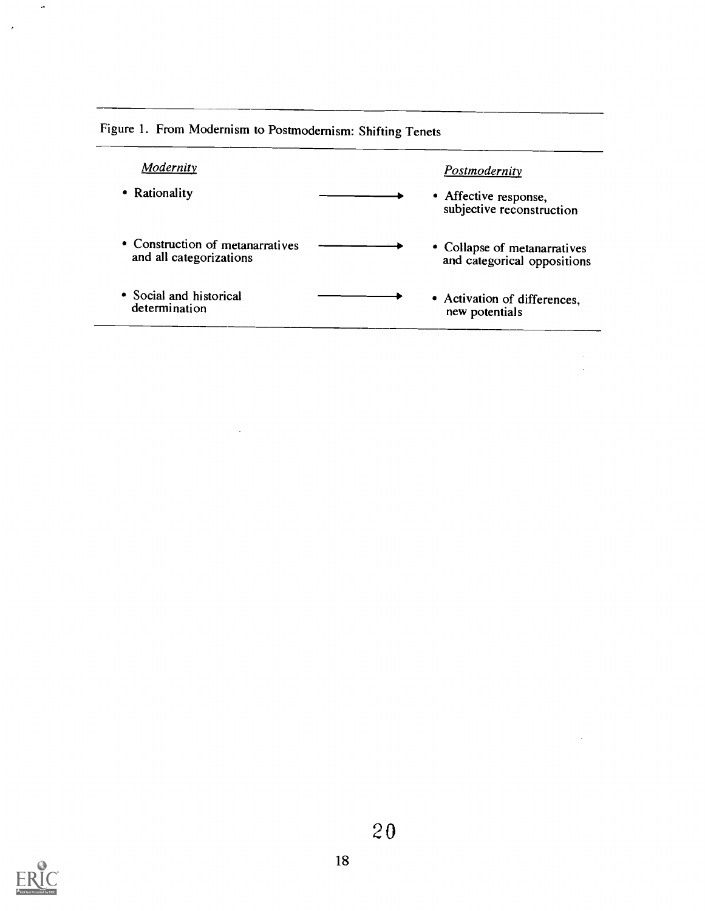Figure 1. From Modernism to Postmodernism: Shifting Tenets

| *Modernity* | | *Postmodernity* |
|---|---|---|
| • Rationality | → | • Affective response, subjective reconstruction |
| • Construction of metanarratives and all categorizations | → | • Collapse of metanarratives and categorical oppositions |
| • Social and historical determination | → | • Activation of differences, new potentials |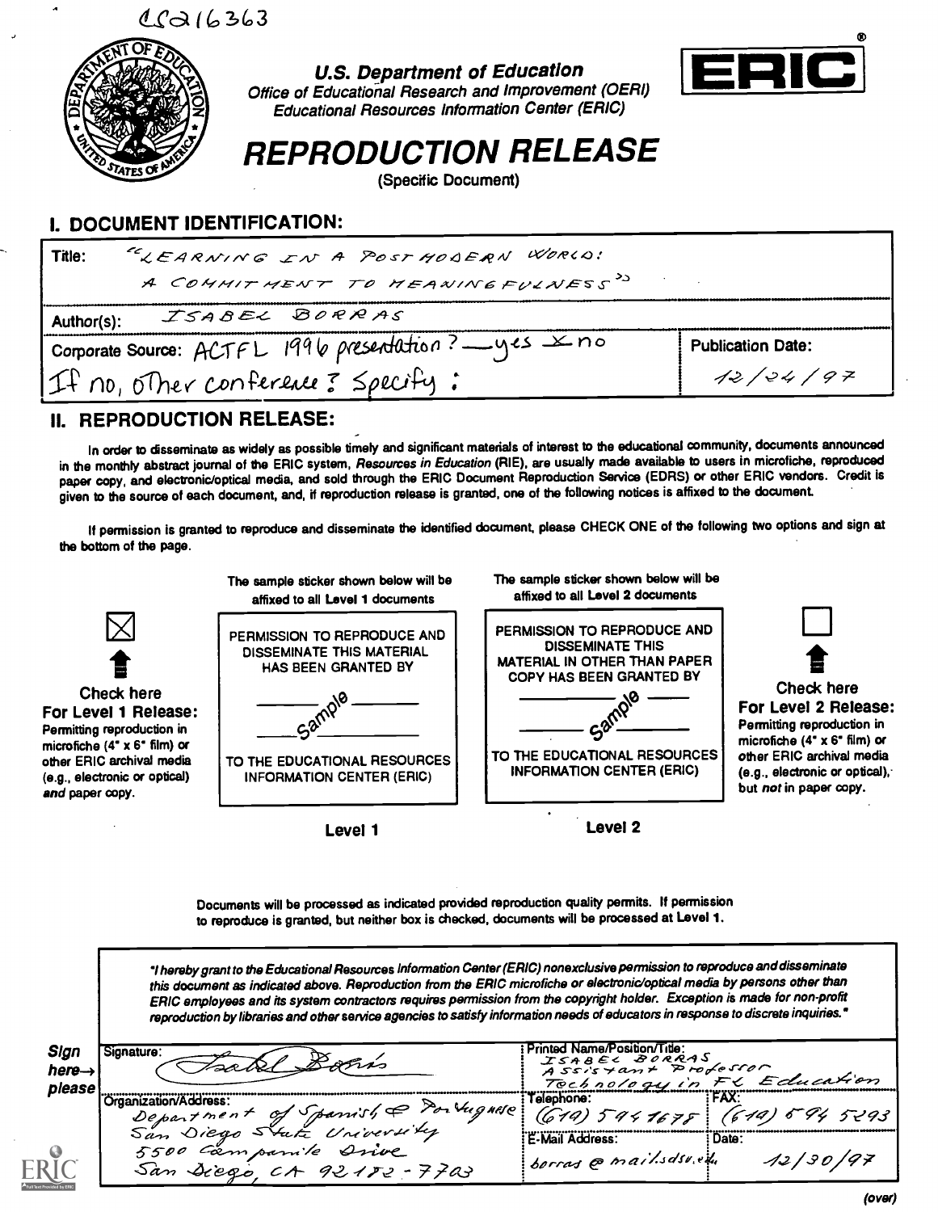CS216363

**U.S. Department of Education**
*Office of Educational Research and Improvement (OERI)*
*Educational Resources Information Center (ERIC)*

ERIC

# REPRODUCTION RELEASE

(Specific Document)

## I. DOCUMENT IDENTIFICATION:

| | |
|---|---|
| Title: "LEARNING IN A POSTMODERN WORLD: A COMMITMENT TO MEANINGFULNESS" | |
| Author(s): ISABEL BORRAS | |
| Corporate Source: ACTFL 1996 presentation? __ yes X no<br>If no, other conference? Specify: | Publication Date: 12/24/97 |

## II. REPRODUCTION RELEASE:

In order to disseminate as widely as possible timely and significant materials of interest to the educational community, documents announced in the monthly abstract journal of the ERIC system, *Resources in Education* (RIE), are usually made available to users in microfiche, reproduced paper copy, and electronic/optical media, and sold through the ERIC Document Reproduction Service (EDRS) or other ERIC vendors. Credit is given to the source of each document, and, if reproduction release is granted, one of the following notices is affixed to the document.

If permission is granted to reproduce and disseminate the identified document, please CHECK ONE of the following two options and sign at the bottom of the page.

[X] **Check here For Level 1 Release:** Permitting reproduction in microfiche (4" x 6" film) or other ERIC archival media (e.g., electronic or optical) *and* paper copy.

The sample sticker shown below will be affixed to all Level 1 documents

PERMISSION TO REPRODUCE AND DISSEMINATE THIS MATERIAL HAS BEEN GRANTED BY

_____ Sample _____

TO THE EDUCATIONAL RESOURCES INFORMATION CENTER (ERIC)

**Level 1**

The sample sticker shown below will be affixed to all Level 2 documents

PERMISSION TO REPRODUCE AND DISSEMINATE THIS MATERIAL IN OTHER THAN PAPER COPY HAS BEEN GRANTED BY

_____ Sample _____

TO THE EDUCATIONAL RESOURCES INFORMATION CENTER (ERIC)

**Level 2**

[ ] **Check here For Level 2 Release:** Permitting reproduction in microfiche (4" x 6" film) or other ERIC archival media (e.g., electronic or optical), but *not* in paper copy.

Documents will be processed as indicated provided reproduction quality permits. If permission to reproduce is granted, but neither box is checked, documents will be processed at Level 1.

*"I hereby grant to the Educational Resources Information Center (ERIC) nonexclusive permission to reproduce and disseminate this document as indicated above. Reproduction from the ERIC microfiche or electronic/optical media by persons other than ERIC employees and its system contractors requires permission from the copyright holder. Exception is made for non-profit reproduction by libraries and other service agencies to satisfy information needs of educators in response to discrete inquiries."*

**Sign here→ please**

| | | |
|---|---|---|
| Signature: Isabel Borrás | Printed Name/Position/Title: ISABEL BORRAS, Assistant Professor, Technology in FL Education | |
| Organization/Address: Department of Spanish & Portuguese, San Diego State University, 5500 Campanile Drive, San Diego, CA 92182-7703 | Telephone: (619) 594 1678 | FAX: (619) 594 5293 |
| | E-Mail Address: borras@mail.sdsu.edu | Date: 12/30/97 |

(over)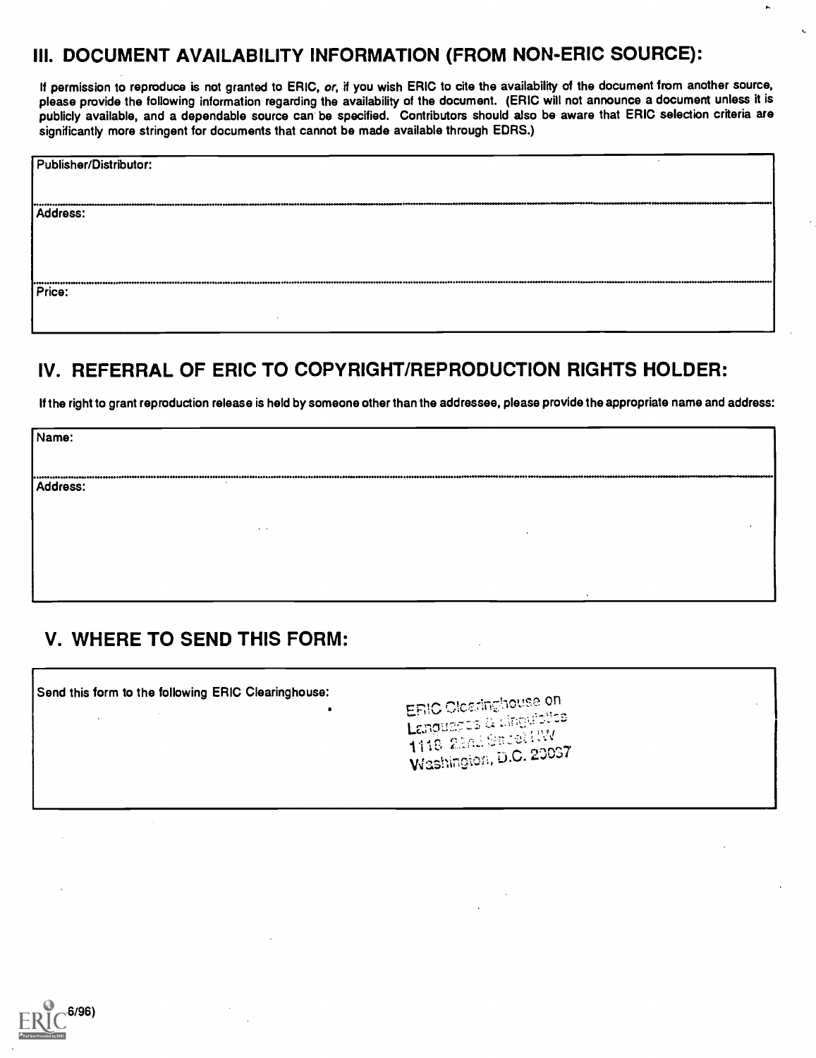## III. DOCUMENT AVAILABILITY INFORMATION (FROM NON-ERIC SOURCE):

If permission to reproduce is not granted to ERIC, *or*, if you wish ERIC to cite the availability of the document from another source, please provide the following information regarding the availability of the document. (ERIC will not announce a document unless it is publicly available, and a dependable source can be specified. Contributors should also be aware that ERIC selection criteria are significantly more stringent for documents that cannot be made available through EDRS.)

Publisher/Distributor:

Address:

Price:

## IV. REFERRAL OF ERIC TO COPYRIGHT/REPRODUCTION RIGHTS HOLDER:

If the right to grant reproduction release is held by someone other than the addressee, please provide the appropriate name and address:

Name:

Address:

## V. WHERE TO SEND THIS FORM:

Send this form to the following ERIC Clearinghouse:

ERIC Clearinghouse on
Languages & Linguistics
1118 22nd Street NW
Washington, D.C. 20037

6/96)